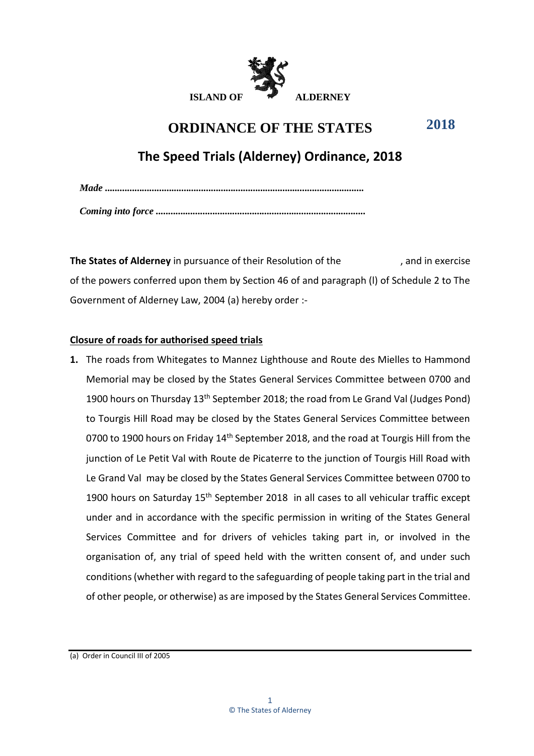ISLAND OF ALDERNEY

# ORDINANCE OF THE STATES 2018

## The Speed Trials (Alderney) Ordinance, 2018

***Made ......................................................................................................***

***Coming into force ...................................................................................***

**The States of Alderney** in pursuance of their Resolution of the , and in exercise of the powers conferred upon them by Section 46 of and paragraph (l) of Schedule 2 to The Government of Alderney Law, 2004 (a) hereby order :-

### Closure of roads for authorised speed trials

**1.** The roads from Whitegates to Mannez Lighthouse and Route des Mielles to Hammond Memorial may be closed by the States General Services Committee between 0700 and 1900 hours on Thursday 13th September 2018; the road from Le Grand Val (Judges Pond) to Tourgis Hill Road may be closed by the States General Services Committee between 0700 to 1900 hours on Friday 14th September 2018, and the road at Tourgis Hill from the junction of Le Petit Val with Route de Picaterre to the junction of Tourgis Hill Road with Le Grand Val may be closed by the States General Services Committee between 0700 to 1900 hours on Saturday 15th September 2018 in all cases to all vehicular traffic except under and in accordance with the specific permission in writing of the States General Services Committee and for drivers of vehicles taking part in, or involved in the organisation of, any trial of speed held with the written consent of, and under such conditions (whether with regard to the safeguarding of people taking part in the trial and of other people, or otherwise) as are imposed by the States General Services Committee.

(a) Order in Council III of 2005

© The States of Alderney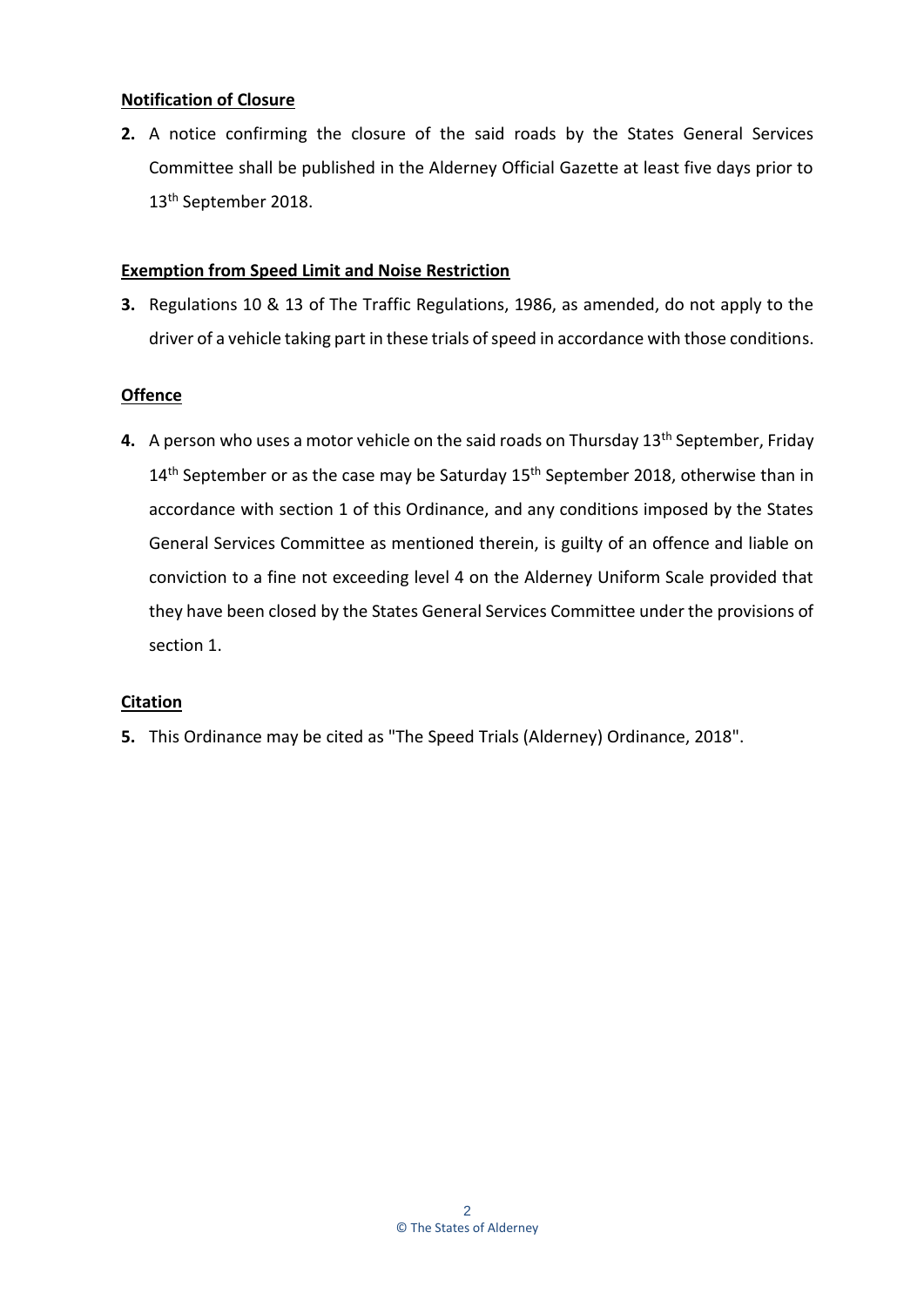**Notification of Closure**

**2.** A notice confirming the closure of the said roads by the States General Services Committee shall be published in the Alderney Official Gazette at least five days prior to 13th September 2018.

**Exemption from Speed Limit and Noise Restriction**

**3.** Regulations 10 & 13 of The Traffic Regulations, 1986, as amended, do not apply to the driver of a vehicle taking part in these trials of speed in accordance with those conditions.

**Offence**

**4.** A person who uses a motor vehicle on the said roads on Thursday 13th September, Friday 14th September or as the case may be Saturday 15th September 2018, otherwise than in accordance with section 1 of this Ordinance, and any conditions imposed by the States General Services Committee as mentioned therein, is guilty of an offence and liable on conviction to a fine not exceeding level 4 on the Alderney Uniform Scale provided that they have been closed by the States General Services Committee under the provisions of section 1.

**Citation**

**5.** This Ordinance may be cited as "The Speed Trials (Alderney) Ordinance, 2018".

© The States of Alderney